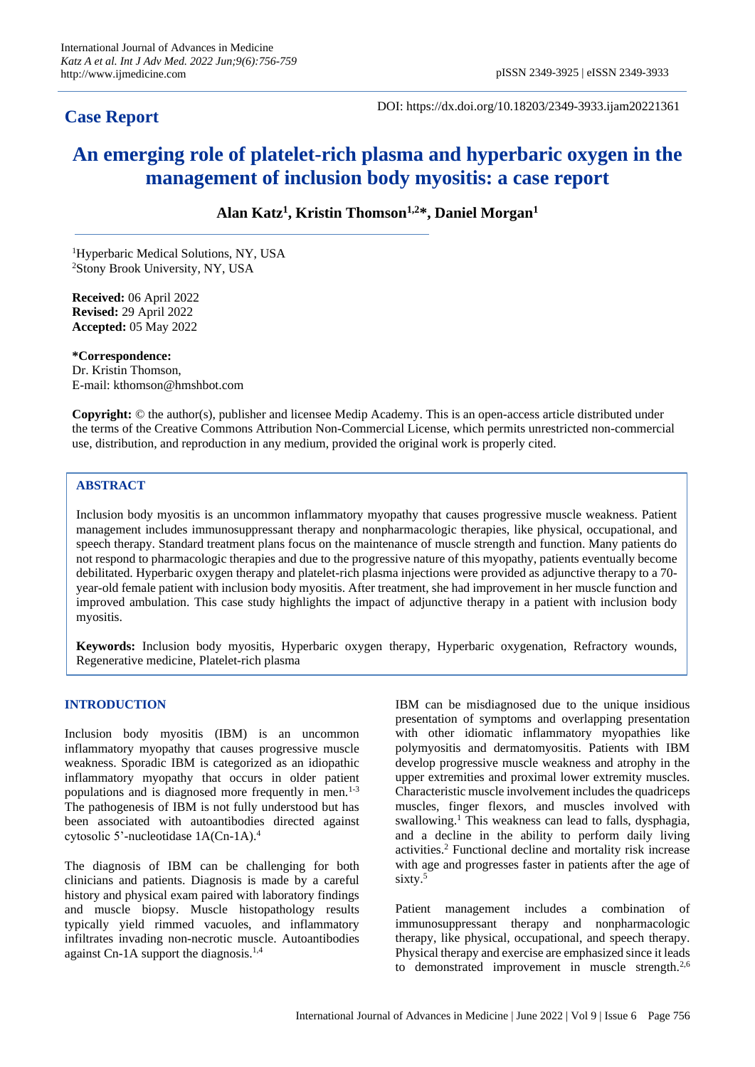## Case Report

DOI: https://dx.doi.org/10.18203/2349-3933.ijam20221361

# An emerging role of platelet-rich plasma and hyperbaric oxygen in the management of inclusion body myositis: a case report

**Alan Katz[1], Kristin Thomson[1,2]*, Daniel Morgan[1]**

[1]Hyperbaric Medical Solutions, NY, USA
[2]Stony Brook University, NY, USA

**Received:** 06 April 2022
**Revised:** 29 April 2022
**Accepted:** 05 May 2022

**\*Correspondence:**
Dr. Kristin Thomson,
E-mail: kthomson@hmshbot.com

**Copyright:** © the author(s), publisher and licensee Medip Academy. This is an open-access article distributed under the terms of the Creative Commons Attribution Non-Commercial License, which permits unrestricted non-commercial use, distribution, and reproduction in any medium, provided the original work is properly cited.

## ABSTRACT

Inclusion body myositis is an uncommon inflammatory myopathy that causes progressive muscle weakness. Patient management includes immunosuppressant therapy and nonpharmacologic therapies, like physical, occupational, and speech therapy. Standard treatment plans focus on the maintenance of muscle strength and function. Many patients do not respond to pharmacologic therapies and due to the progressive nature of this myopathy, patients eventually become debilitated. Hyperbaric oxygen therapy and platelet-rich plasma injections were provided as adjunctive therapy to a 70-year-old female patient with inclusion body myositis. After treatment, she had improvement in her muscle function and improved ambulation. This case study highlights the impact of adjunctive therapy in a patient with inclusion body myositis.

**Keywords:** Inclusion body myositis, Hyperbaric oxygen therapy, Hyperbaric oxygenation, Refractory wounds, Regenerative medicine, Platelet-rich plasma

## INTRODUCTION

Inclusion body myositis (IBM) is an uncommon inflammatory myopathy that causes progressive muscle weakness. Sporadic IBM is categorized as an idiopathic inflammatory myopathy that occurs in older patient populations and is diagnosed more frequently in men.[1-3] The pathogenesis of IBM is not fully understood but has been associated with autoantibodies directed against cytosolic 5'-nucleotidase 1A(Cn-1A).[4]

The diagnosis of IBM can be challenging for both clinicians and patients. Diagnosis is made by a careful history and physical exam paired with laboratory findings and muscle biopsy. Muscle histopathology results typically yield rimmed vacuoles, and inflammatory infiltrates invading non-necrotic muscle. Autoantibodies against Cn-1A support the diagnosis.[1,4]

IBM can be misdiagnosed due to the unique insidious presentation of symptoms and overlapping presentation with other idiomatic inflammatory myopathies like polymyositis and dermatomyositis. Patients with IBM develop progressive muscle weakness and atrophy in the upper extremities and proximal lower extremity muscles. Characteristic muscle involvement includes the quadriceps muscles, finger flexors, and muscles involved with swallowing.[1] This weakness can lead to falls, dysphagia, and a decline in the ability to perform daily living activities.[2] Functional decline and mortality risk increase with age and progresses faster in patients after the age of sixty.[5]

Patient management includes a combination of immunosuppressant therapy and nonpharmacologic therapy, like physical, occupational, and speech therapy. Physical therapy and exercise are emphasized since it leads to demonstrated improvement in muscle strength.[2,6]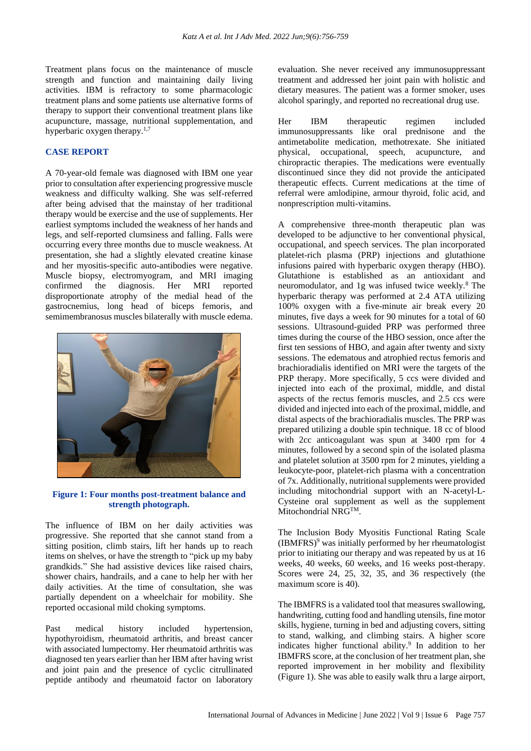Treatment plans focus on the maintenance of muscle strength and function and maintaining daily living activities. IBM is refractory to some pharmacologic treatment plans and some patients use alternative forms of therapy to support their conventional treatment plans like acupuncture, massage, nutritional supplementation, and hyperbaric oxygen therapy.[1,7]

## CASE REPORT

A 70-year-old female was diagnosed with IBM one year prior to consultation after experiencing progressive muscle weakness and difficulty walking. She was self-referred after being advised that the mainstay of her traditional therapy would be exercise and the use of supplements. Her earliest symptoms included the weakness of her hands and legs, and self-reported clumsiness and falling. Falls were occurring every three months due to muscle weakness. At presentation, she had a slightly elevated creatine kinase and her myositis-specific auto-antibodies were negative. Muscle biopsy, electromyogram, and MRI imaging confirmed the diagnosis. Her MRI reported disproportionate atrophy of the medial head of the gastrocnemius, long head of biceps femoris, and semimembranosus muscles bilaterally with muscle edema.

**Figure 1: Four months post-treatment balance and strength photograph.**

The influence of IBM on her daily activities was progressive. She reported that she cannot stand from a sitting position, climb stairs, lift her hands up to reach items on shelves, or have the strength to "pick up my baby grandkids." She had assistive devices like raised chairs, shower chairs, handrails, and a cane to help her with her daily activities. At the time of consultation, she was partially dependent on a wheelchair for mobility. She reported occasional mild choking symptoms.

Past medical history included hypertension, hypothyroidism, rheumatoid arthritis, and breast cancer with associated lumpectomy. Her rheumatoid arthritis was diagnosed ten years earlier than her IBM after having wrist and joint pain and the presence of cyclic citrullinated peptide antibody and rheumatoid factor on laboratory evaluation. She never received any immunosuppressant treatment and addressed her joint pain with holistic and dietary measures. The patient was a former smoker, uses alcohol sparingly, and reported no recreational drug use.

Her IBM therapeutic regimen included immunosuppressants like oral prednisone and the antimetabolite medication, methotrexate. She initiated physical, occupational, speech, acupuncture, and chiropractic therapies. The medications were eventually discontinued since they did not provide the anticipated therapeutic effects. Current medications at the time of referral were amlodipine, armour thyroid, folic acid, and nonprescription multi-vitamins.

A comprehensive three-month therapeutic plan was developed to be adjunctive to her conventional physical, occupational, and speech services. The plan incorporated platelet-rich plasma (PRP) injections and glutathione infusions paired with hyperbaric oxygen therapy (HBO). Glutathione is established as an antioxidant and neuromodulator, and 1g was infused twice weekly.[8] The hyperbaric therapy was performed at 2.4 ATA utilizing 100% oxygen with a five-minute air break every 20 minutes, five days a week for 90 minutes for a total of 60 sessions. Ultrasound-guided PRP was performed three times during the course of the HBO session, once after the first ten sessions of HBO, and again after twenty and sixty sessions. The edematous and atrophied rectus femoris and brachioradialis identified on MRI were the targets of the PRP therapy. More specifically, 5 ccs were divided and injected into each of the proximal, middle, and distal aspects of the rectus femoris muscles, and 2.5 ccs were divided and injected into each of the proximal, middle, and distal aspects of the brachioradialis muscles. The PRP was prepared utilizing a double spin technique. 18 cc of blood with 2cc anticoagulant was spun at 3400 rpm for 4 minutes, followed by a second spin of the isolated plasma and platelet solution at 3500 rpm for 2 minutes, yielding a leukocyte-poor, platelet-rich plasma with a concentration of 7x. Additionally, nutritional supplements were provided including mitochondrial support with an N-acetyl-L-Cysteine oral supplement as well as the supplement Mitochondrial NRG™.

The Inclusion Body Myositis Functional Rating Scale (IBMFRS)[9] was initially performed by her rheumatologist prior to initiating our therapy and was repeated by us at 16 weeks, 40 weeks, 60 weeks, and 16 weeks post-therapy. Scores were 24, 25, 32, 35, and 36 respectively (the maximum score is 40).

The IBMFRS is a validated tool that measures swallowing, handwriting, cutting food and handling utensils, fine motor skills, hygiene, turning in bed and adjusting covers, sitting to stand, walking, and climbing stairs. A higher score indicates higher functional ability.[9] In addition to her IBMFRS score, at the conclusion of her treatment plan, she reported improvement in her mobility and flexibility (Figure 1). She was able to easily walk thru a large airport,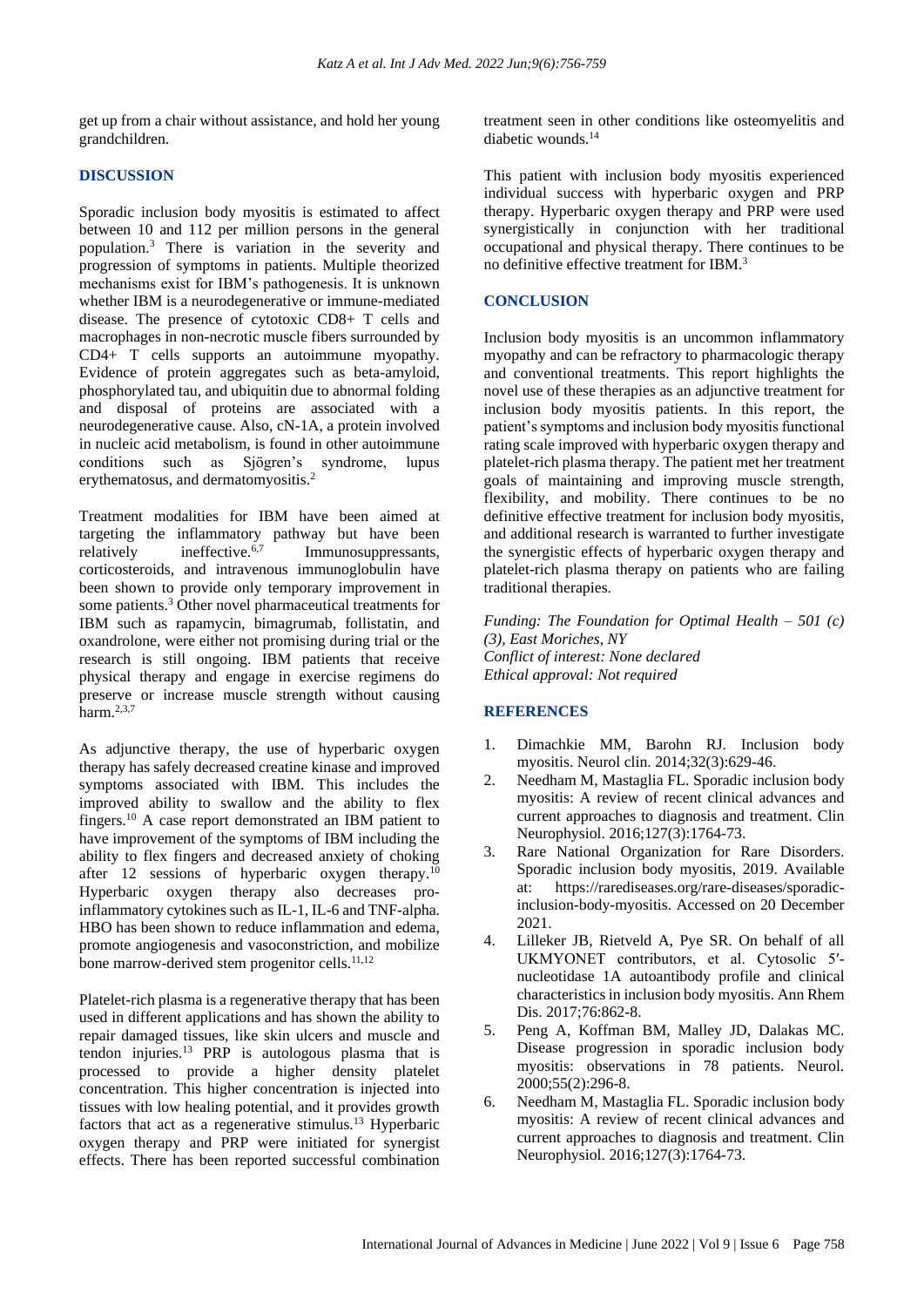get up from a chair without assistance, and hold her young grandchildren.

## DISCUSSION

Sporadic inclusion body myositis is estimated to affect between 10 and 112 per million persons in the general population.[3] There is variation in the severity and progression of symptoms in patients. Multiple theorized mechanisms exist for IBM's pathogenesis. It is unknown whether IBM is a neurodegenerative or immune-mediated disease. The presence of cytotoxic CD8+ T cells and macrophages in non-necrotic muscle fibers surrounded by CD4+ T cells supports an autoimmune myopathy. Evidence of protein aggregates such as beta-amyloid, phosphorylated tau, and ubiquitin due to abnormal folding and disposal of proteins are associated with a neurodegenerative cause. Also, cN-1A, a protein involved in nucleic acid metabolism, is found in other autoimmune conditions such as Sjögren's syndrome, lupus erythematosus, and dermatomyositis.[2]

Treatment modalities for IBM have been aimed at targeting the inflammatory pathway but have been relatively ineffective.[6,7] Immunosuppressants, corticosteroids, and intravenous immunoglobulin have been shown to provide only temporary improvement in some patients.[3] Other novel pharmaceutical treatments for IBM such as rapamycin, bimagrumab, follistatin, and oxandrolone, were either not promising during trial or the research is still ongoing. IBM patients that receive physical therapy and engage in exercise regimens do preserve or increase muscle strength without causing harm.[2,3,7]

As adjunctive therapy, the use of hyperbaric oxygen therapy has safely decreased creatine kinase and improved symptoms associated with IBM. This includes the improved ability to swallow and the ability to flex fingers.[10] A case report demonstrated an IBM patient to have improvement of the symptoms of IBM including the ability to flex fingers and decreased anxiety of choking after 12 sessions of hyperbaric oxygen therapy.[10] Hyperbaric oxygen therapy also decreases pro-inflammatory cytokines such as IL-1, IL-6 and TNF-alpha. HBO has been shown to reduce inflammation and edema, promote angiogenesis and vasoconstriction, and mobilize bone marrow-derived stem progenitor cells.[11,12]

Platelet-rich plasma is a regenerative therapy that has been used in different applications and has shown the ability to repair damaged tissues, like skin ulcers and muscle and tendon injuries.[13] PRP is autologous plasma that is processed to provide a higher density platelet concentration. This higher concentration is injected into tissues with low healing potential, and it provides growth factors that act as a regenerative stimulus.[13] Hyperbaric oxygen therapy and PRP were initiated for synergist effects. There has been reported successful combination treatment seen in other conditions like osteomyelitis and diabetic wounds.[14]

This patient with inclusion body myositis experienced individual success with hyperbaric oxygen and PRP therapy. Hyperbaric oxygen therapy and PRP were used synergistically in conjunction with her traditional occupational and physical therapy. There continues to be no definitive effective treatment for IBM.[3]

## CONCLUSION

Inclusion body myositis is an uncommon inflammatory myopathy and can be refractory to pharmacologic therapy and conventional treatments. This report highlights the novel use of these therapies as an adjunctive treatment for inclusion body myositis patients. In this report, the patient's symptoms and inclusion body myositis functional rating scale improved with hyperbaric oxygen therapy and platelet-rich plasma therapy. The patient met her treatment goals of maintaining and improving muscle strength, flexibility, and mobility. There continues to be no definitive effective treatment for inclusion body myositis, and additional research is warranted to further investigate the synergistic effects of hyperbaric oxygen therapy and platelet-rich plasma therapy on patients who are failing traditional therapies.

*Funding: The Foundation for Optimal Health – 501 (c) (3), East Moriches, NY*
*Conflict of interest: None declared*
*Ethical approval: Not required*

## REFERENCES

1. Dimachkie MM, Barohn RJ. Inclusion body myositis. Neurol clin. 2014;32(3):629-46.
2. Needham M, Mastaglia FL. Sporadic inclusion body myositis: A review of recent clinical advances and current approaches to diagnosis and treatment. Clin Neurophysiol. 2016;127(3):1764-73.
3. Rare National Organization for Rare Disorders. Sporadic inclusion body myositis, 2019. Available at: https://rarediseases.org/rare-diseases/sporadic-inclusion-body-myositis. Accessed on 20 December 2021.
4. Lilleker JB, Rietveld A, Pye SR. On behalf of all UKMYONET contributors, et al. Cytosolic 5′-nucleotidase 1A autoantibody profile and clinical characteristics in inclusion body myositis. Ann Rhem Dis. 2017;76:862-8.
5. Peng A, Koffman BM, Malley JD, Dalakas MC. Disease progression in sporadic inclusion body myositis: observations in 78 patients. Neurol. 2000;55(2):296-8.
6. Needham M, Mastaglia FL. Sporadic inclusion body myositis: A review of recent clinical advances and current approaches to diagnosis and treatment. Clin Neurophysiol. 2016;127(3):1764-73.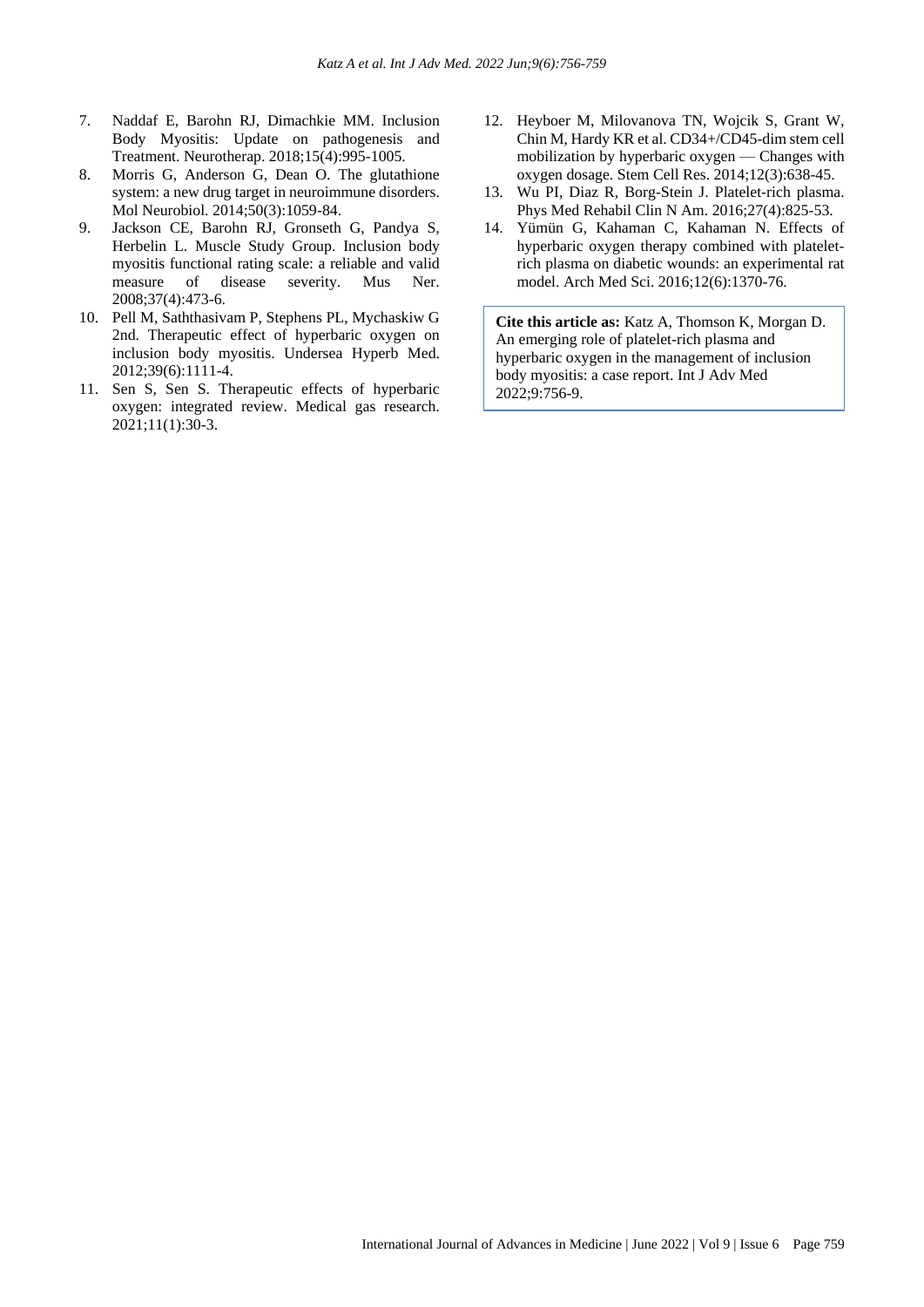7. Naddaf E, Barohn RJ, Dimachkie MM. Inclusion Body Myositis: Update on pathogenesis and Treatment. Neurotherap. 2018;15(4):995-1005.
8. Morris G, Anderson G, Dean O. The glutathione system: a new drug target in neuroimmune disorders. Mol Neurobiol. 2014;50(3):1059-84.
9. Jackson CE, Barohn RJ, Gronseth G, Pandya S, Herbelin L. Muscle Study Group. Inclusion body myositis functional rating scale: a reliable and valid measure of disease severity. Mus Ner. 2008;37(4):473-6.
10. Pell M, Saththasivam P, Stephens PL, Mychaskiw G 2nd. Therapeutic effect of hyperbaric oxygen on inclusion body myositis. Undersea Hyperb Med. 2012;39(6):1111-4.
11. Sen S, Sen S. Therapeutic effects of hyperbaric oxygen: integrated review. Medical gas research. 2021;11(1):30-3.
12. Heyboer M, Milovanova TN, Wojcik S, Grant W, Chin M, Hardy KR et al. CD34+/CD45-dim stem cell mobilization by hyperbaric oxygen — Changes with oxygen dosage. Stem Cell Res. 2014;12(3):638-45.
13. Wu PI, Diaz R, Borg-Stein J. Platelet-rich plasma. Phys Med Rehabil Clin N Am. 2016;27(4):825-53.
14. Yümün G, Kahaman C, Kahaman N. Effects of hyperbaric oxygen therapy combined with platelet-rich plasma on diabetic wounds: an experimental rat model. Arch Med Sci. 2016;12(6):1370-76.

**Cite this article as:** Katz A, Thomson K, Morgan D. An emerging role of platelet-rich plasma and hyperbaric oxygen in the management of inclusion body myositis: a case report. Int J Adv Med 2022;9:756-9.